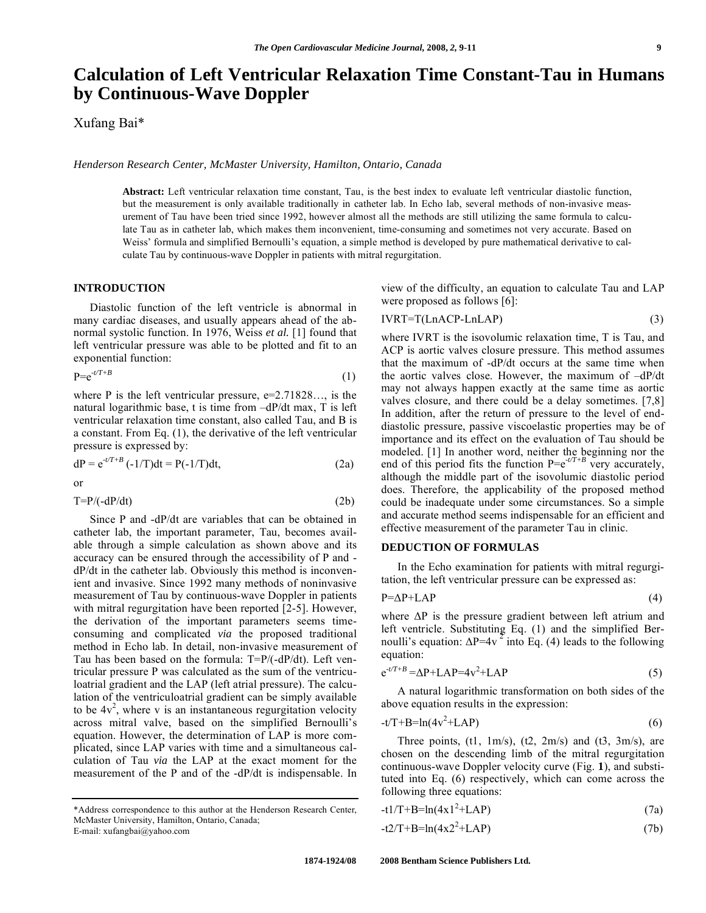# Calculation of Left Ventricular Relaxation Time Constant-Tau in Humans by Continuous-Wave Doppler

Xufang Bai*

*Henderson Research Center, McMaster University, Hamilton, Ontario, Canada*

**Abstract:** Left ventricular relaxation time constant, Tau, is the best index to evaluate left ventricular diastolic function, but the measurement is only available traditionally in catheter lab. In Echo lab, several methods of non-invasive measurement of Tau have been tried since 1992, however almost all the methods are still utilizing the same formula to calculate Tau as in catheter lab, which makes them inconvenient, time-consuming and sometimes not very accurate. Based on Weiss' formula and simplified Bernoulli's equation, a simple method is developed by pure mathematical derivative to calculate Tau by continuous-wave Doppler in patients with mitral regurgitation.

## INTRODUCTION

Diastolic function of the left ventricle is abnormal in many cardiac diseases, and usually appears ahead of the abnormal systolic function. In 1976, Weiss *et al.* [1] found that left ventricular pressure was able to be plotted and fit to an exponential function:

$$P=e^{-t/T+B} \tag{1}$$

where P is the left ventricular pressure, e=2.71828…, is the natural logarithmic base, t is time from –dP/dt max, T is left ventricular relaxation time constant, also called Tau, and B is a constant. From Eq. (1), the derivative of the left ventricular pressure is expressed by:

$$dP = e^{-t/T+B}(-1/T)dt = P(-1/T)dt, \tag{2a}$$

or

$$T=P/(-dP/dt) \tag{2b}$$

Since P and -dP/dt are variables that can be obtained in catheter lab, the important parameter, Tau, becomes available through a simple calculation as shown above and its accuracy can be ensured through the accessibility of P and -dP/dt in the catheter lab. Obviously this method is inconvenient and invasive. Since 1992 many methods of noninvasive measurement of Tau by continuous-wave Doppler in patients with mitral regurgitation have been reported [2-5]. However, the derivation of the important parameters seems time-consuming and complicated *via* the proposed traditional method in Echo lab. In detail, non-invasive measurement of Tau has been based on the formula: T=P/(-dP/dt). Left ventricular pressure P was calculated as the sum of the ventriculoatrial gradient and the LAP (left atrial pressure). The calculation of the ventriculoatrial gradient can be simply available to be $4v^2$, where v is an instantaneous regurgitation velocity across mitral valve, based on the simplified Bernoulli's equation. However, the determination of LAP is more complicated, since LAP varies with time and a simultaneous calculation of Tau *via* the LAP at the exact moment for the measurement of the P and of the -dP/dt is indispensable. In view of the difficulty, an equation to calculate Tau and LAP were proposed as follows [6]:

$$IVRT=T(LnACP-LnLAP) \tag{3}$$

where IVRT is the isovolumic relaxation time, T is Tau, and ACP is aortic valves closure pressure. This method assumes that the maximum of -dP/dt occurs at the same time when the aortic valves close. However, the maximum of –dP/dt may not always happen exactly at the same time as aortic valves closure, and there could be a delay sometimes. [7,8] In addition, after the return of pressure to the level of end-diastolic pressure, passive viscoelastic properties may be of importance and its effect on the evaluation of Tau should be modeled. [1] In another word, neither the beginning nor the end of this period fits the function $P=e^{-t/T+B}$ very accurately, although the middle part of the isovolumic diastolic period does. Therefore, the applicability of the proposed method could be inadequate under some circumstances. So a simple and accurate method seems indispensable for an efficient and effective measurement of the parameter Tau in clinic.

## DEDUCTION OF FORMULAS

In the Echo examination for patients with mitral regurgitation, the left ventricular pressure can be expressed as:

$$P=\Delta P+LAP \tag{4}$$

where ΔP is the pressure gradient between left atrium and left ventricle. Substituting Eq. (1) and the simplified Bernoulli's equation: $\Delta P=4v^2$ into Eq. (4) leads to the following equation:

$$e^{-t/T+B}=\Delta P+LAP=4v^2+LAP \tag{5}$$

A natural logarithmic transformation on both sides of the above equation results in the expression:

$$-t/T+B=\ln(4v^2+LAP) \tag{6}$$

Three points, (t1, 1m/s), (t2, 2m/s) and (t3, 3m/s), are chosen on the descending limb of the mitral regurgitation continuous-wave Doppler velocity curve (Fig. **1**), and substituted into Eq. (6) respectively, which can come across the following three equations:

$$-t1/T+B=\ln(4x1^2+LAP) \tag{7a}$$

$$-t2/T+B=\ln(4x2^2+LAP) \tag{7b}$$

*Address correspondence to this author at the Henderson Research Center, McMaster University, Hamilton, Ontario, Canada;
E-mail: xufangbai@yahoo.com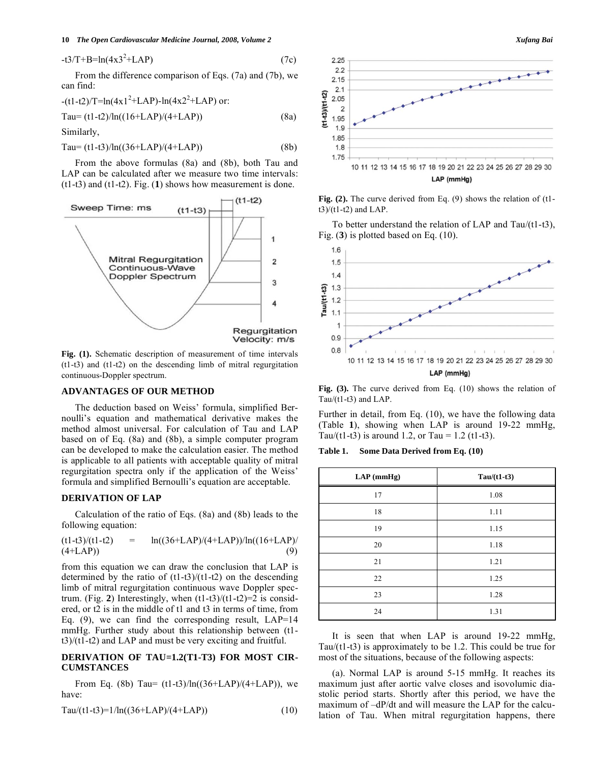$$-t3/T+B=\ln(4x3^2+LAP) \quad (7c)$$

From the difference comparison of Eqs. (7a) and (7b), we can find:

$$-(t1\text{-}t2)/T=\ln(4x1^2+LAP)-\ln(4x2^2+LAP) \text{ or:}$$

$$Tau=(t1\text{-}t2)/\ln((16+LAP)/(4+LAP)) \quad (8a)$$

Similarly,

$$Tau=(t1\text{-}t3)/\ln((36+LAP)/(4+LAP)) \quad (8b)$$

From the above formulas (8a) and (8b), both Tau and LAP can be calculated after we measure two time intervals: (t1-t3) and (t1-t2). Fig. (**1**) shows how measurement is done.

(t1-t2)
Sweep Time: ms
(t1-t3)
1
2
3
4
Mitral Regurgitation
Continuous-Wave
Doppler Spectrum
Regurgitation
Velocity: m/s

**Fig. (1).** Schematic description of measurement of time intervals (t1-t3) and (t1-t2) on the descending limb of mitral regurgitation continuous-Doppler spectrum.

## ADVANTAGES OF OUR METHOD

The deduction based on Weiss' formula, simplified Bernoulli's equation and mathematical derivative makes the method almost universal. For calculation of Tau and LAP based on of Eq. (8a) and (8b), a simple computer program can be developed to make the calculation easier. The method is applicable to all patients with acceptable quality of mitral regurgitation spectra only if the application of the Weiss' formula and simplified Bernoulli's equation are acceptable.

## DERIVATION OF LAP

Calculation of the ratio of Eqs. (8a) and (8b) leads to the following equation:

$$(t1\text{-}t3)/(t1\text{-}t2) = \ln((36+LAP)/(4+LAP))/\ln((16+LAP)/(4+LAP)) \quad (9)$$

from this equation we can draw the conclusion that LAP is determined by the ratio of (t1-t3)/(t1-t2) on the descending limb of mitral regurgitation continuous wave Doppler spectrum. (Fig. **2**) Interestingly, when (t1-t3)/(t1-t2)=2 is considered, or t2 is in the middle of t1 and t3 in terms of time, from Eq. (9), we can find the corresponding result, LAP=14 mmHg. Further study about this relationship between (t1-t3)/(t1-t2) and LAP and must be very exciting and fruitful.

## DERIVATION OF TAU=1.2(T1-T3) FOR MOST CIRCUMSTANCES

From Eq. (8b) Tau= (t1-t3)/ln((36+LAP)/(4+LAP)), we have:

$$Tau/(t1\text{-}t3)=1/\ln((36+LAP)/(4+LAP)) \quad (10)$$

2.25
2.2
2.15
2.1
2.05
2
1.95
1.9
1.85
1.8
1.75
(t1-t3)/(t1-t2)
10 11 12 13 14 15 16 17 18 19 20 21 22 23 24 25 26 27 28 29 30
LAP (mmHg)

**Fig. (2).** The curve derived from Eq. (9) shows the relation of (t1-t3)/(t1-t2) and LAP.

To better understand the relation of LAP and Tau/(t1-t3), Fig. (**3**) is plotted based on Eq. (10).

1.6
1.5
1.4
1.3
1.2
1.1
1
0.9
0.8
Tau/(t1-t3)
10 11 12 13 14 15 16 17 18 19 20 21 22 23 24 25 26 27 28 29 30
LAP (mmHg)

**Fig. (3).** The curve derived from Eq. (10) shows the relation of Tau/(t1-t3) and LAP.

Further in detail, from Eq. (10), we have the following data (Table **1**), showing when LAP is around 19-22 mmHg, Tau/(t1-t3) is around 1.2, or Tau = 1.2 (t1-t3).

**Table 1. Some Data Derived from Eq. (10)**

| LAP (mmHg) | Tau/(t1-t3) |
|---|---|
| 17 | 1.08 |
| 18 | 1.11 |
| 19 | 1.15 |
| 20 | 1.18 |
| 21 | 1.21 |
| 22 | 1.25 |
| 23 | 1.28 |
| 24 | 1.31 |

It is seen that when LAP is around 19-22 mmHg, Tau/(t1-t3) is approximately to be 1.2. This could be true for most of the situations, because of the following aspects:

(a). Normal LAP is around 5-15 mmHg. It reaches its maximum just after aortic valve closes and isovolumic diastolic period starts. Shortly after this period, we have the maximum of –dP/dt and will measure the LAP for the calculation of Tau. When mitral regurgitation happens, there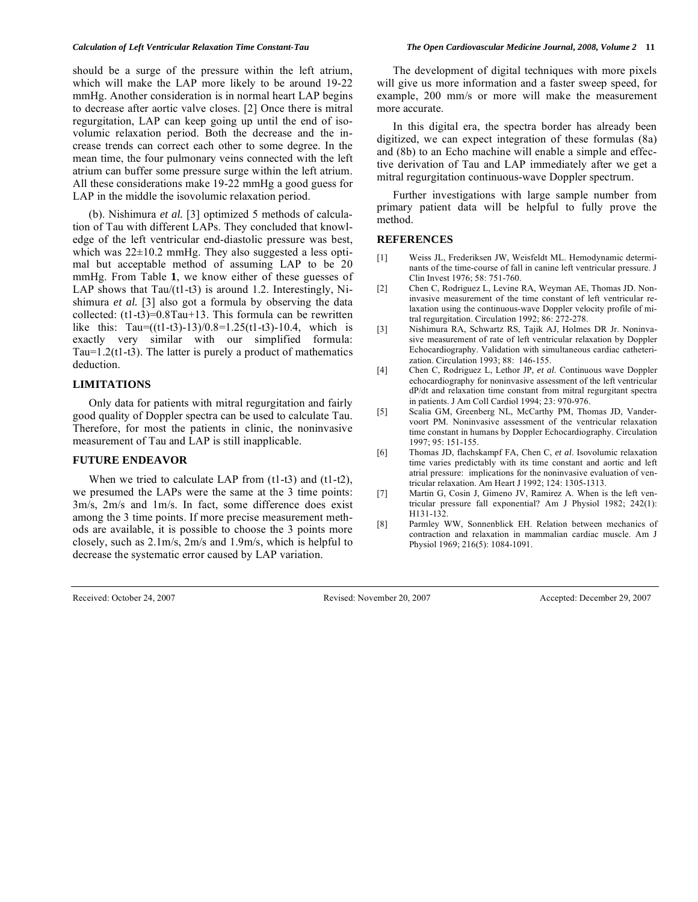should be a surge of the pressure within the left atrium, which will make the LAP more likely to be around 19-22 mmHg. Another consideration is in normal heart LAP begins to decrease after aortic valve closes. [2] Once there is mitral regurgitation, LAP can keep going up until the end of isovolumic relaxation period. Both the decrease and the increase trends can correct each other to some degree. In the mean time, the four pulmonary veins connected with the left atrium can buffer some pressure surge within the left atrium. All these considerations make 19-22 mmHg a good guess for LAP in the middle the isovolumic relaxation period.

(b). Nishimura *et al.* [3] optimized 5 methods of calculation of Tau with different LAPs. They concluded that knowledge of the left ventricular end-diastolic pressure was best, which was $22\pm10.2$ mmHg. They also suggested a less optimal but acceptable method of assuming LAP to be 20 mmHg. From Table **1**, we know either of these guesses of LAP shows that Tau/(t1-t3) is around 1.2. Interestingly, Nishimura *et al.* [3] also got a formula by observing the data collected: (t1-t3)=0.8Tau+13. This formula can be rewritten like this: Tau=((t1-t3)-13)/0.8=1.25(t1-t3)-10.4, which is exactly very similar with our simplified formula: Tau=1.2(t1-t3). The latter is purely a product of mathematics deduction.

## LIMITATIONS

Only data for patients with mitral regurgitation and fairly good quality of Doppler spectra can be used to calculate Tau. Therefore, for most the patients in clinic, the noninvasive measurement of Tau and LAP is still inapplicable.

## FUTURE ENDEAVOR

When we tried to calculate LAP from (t1-t3) and (t1-t2), we presumed the LAPs were the same at the 3 time points: 3m/s, 2m/s and 1m/s. In fact, some difference does exist among the 3 time points. If more precise measurement methods are available, it is possible to choose the 3 points more closely, such as 2.1m/s, 2m/s and 1.9m/s, which is helpful to decrease the systematic error caused by LAP variation.

The development of digital techniques with more pixels will give us more information and a faster sweep speed, for example, 200 mm/s or more will make the measurement more accurate.

In this digital era, the spectra border has already been digitized, we can expect integration of these formulas (8a) and (8b) to an Echo machine will enable a simple and effective derivation of Tau and LAP immediately after we get a mitral regurgitation continuous-wave Doppler spectrum.

Further investigations with large sample number from primary patient data will be helpful to fully prove the method.

## REFERENCES

[1] Weiss JL, Frederiksen JW, Weisfeldt ML. Hemodynamic determinants of the time-course of fall in canine left ventricular pressure. J Clin Invest 1976; 58: 751-760.

[2] Chen C, Rodriguez L, Levine RA, Weyman AE, Thomas JD. Noninvasive measurement of the time constant of left ventricular relaxation using the continuous-wave Doppler velocity profile of mitral regurgitation. Circulation 1992; 86: 272-278.

[3] Nishimura RA, Schwartz RS, Tajik AJ, Holmes DR Jr. Noninvasive measurement of rate of left ventricular relaxation by Doppler Echocardiography. Validation with simultaneous cardiac catheterization. Circulation 1993; 88: 146-155.

[4] Chen C, Rodriguez L, Lethor JP, *et al*. Continuous wave Doppler echocardiography for noninvasive assessment of the left ventricular dP/dt and relaxation time constant from mitral regurgitant spectra in patients. J Am Coll Cardiol 1994; 23: 970-976.

[5] Scalia GM, Greenberg NL, McCarthy PM, Thomas JD, Vandervoort PM. Noninvasive assessment of the ventricular relaxation time constant in humans by Doppler Echocardiography. Circulation 1997; 95: 151-155.

[6] Thomas JD, flachskampf FA, Chen C, *et al*. Isovolumic relaxation time varies predictably with its time constant and aortic and left atrial pressure: implications for the noninvasive evaluation of ventricular relaxation. Am Heart J 1992; 124: 1305-1313.

[7] Martin G, Cosin J, Gimeno JV, Ramirez A. When is the left ventricular pressure fall exponential? Am J Physiol 1982; 242(1): H131-132.

[8] Parmley WW, Sonnenblick EH. Relation between mechanics of contraction and relaxation in mammalian cardiac muscle. Am J Physiol 1969; 216(5): 1084-1091.

Received: October 24, 2007 Revised: November 20, 2007 Accepted: December 29, 2007